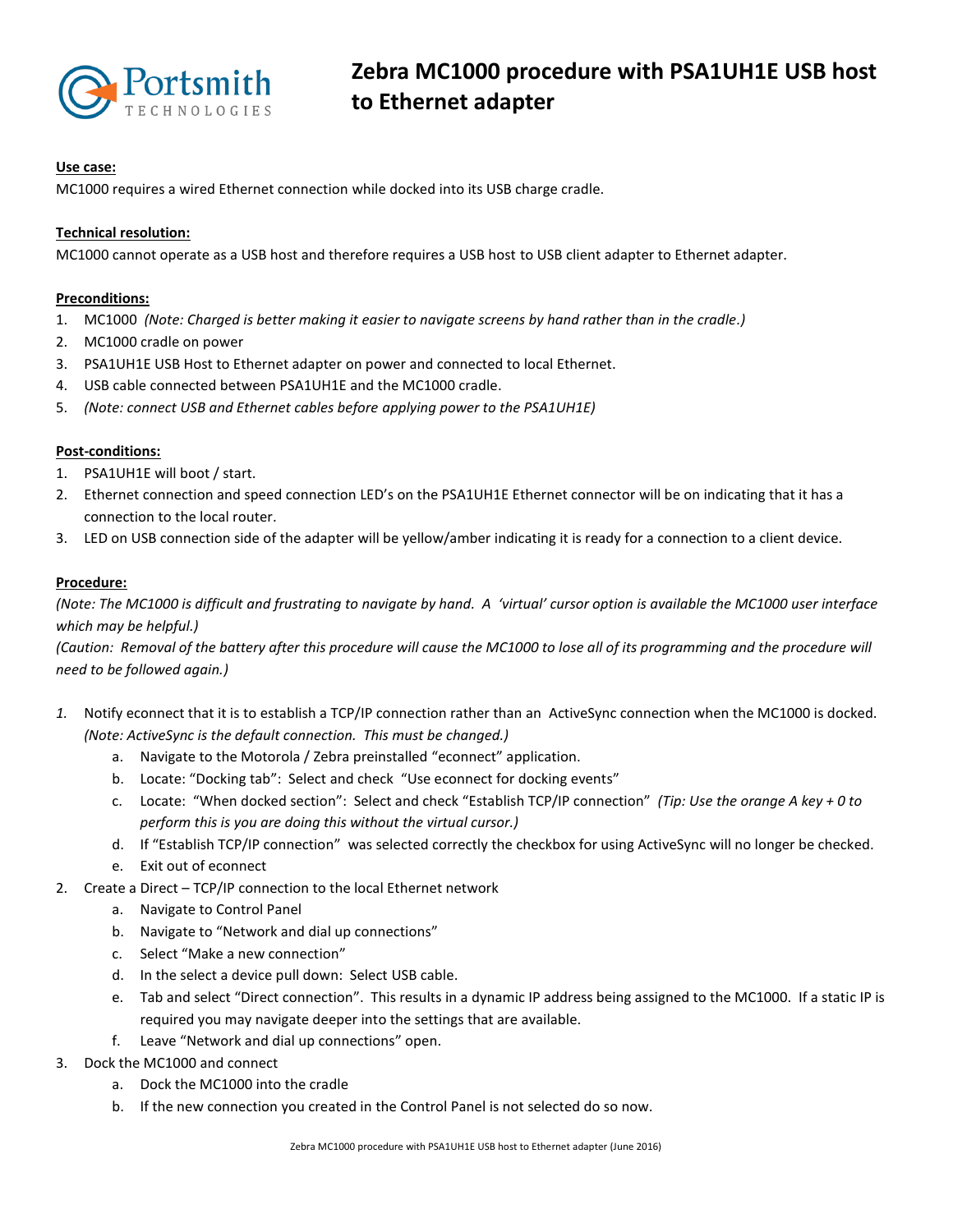# Zebra MC1000 procedure with PSA1UH1E USB host to Ethernet adapter

**Use case:**

MC1000 requires a wired Ethernet connection while docked into its USB charge cradle.

**Technical resolution:**

MC1000 cannot operate as a USB host and therefore requires a USB host to USB client adapter to Ethernet adapter.

**Preconditions:**

1. MC1000 *(Note: Charged is better making it easier to navigate screens by hand rather than in the cradle.)*
2. MC1000 cradle on power
3. PSA1UH1E USB Host to Ethernet adapter on power and connected to local Ethernet.
4. USB cable connected between PSA1UH1E and the MC1000 cradle.
5. *(Note: connect USB and Ethernet cables before applying power to the PSA1UH1E)*

**Post-conditions:**

1. PSA1UH1E will boot / start.
2. Ethernet connection and speed connection LED's on the PSA1UH1E Ethernet connector will be on indicating that it has a connection to the local router.
3. LED on USB connection side of the adapter will be yellow/amber indicating it is ready for a connection to a client device.

**Procedure:**

*(Note: The MC1000 is difficult and frustrating to navigate by hand. A 'virtual' cursor option is available the MC1000 user interface which may be helpful.)*

*(Caution: Removal of the battery after this procedure will cause the MC1000 to lose all of its programming and the procedure will need to be followed again.)*

1. Notify econnect that it is to establish a TCP/IP connection rather than an ActiveSync connection when the MC1000 is docked. *(Note: ActiveSync is the default connection. This must be changed.)*
   a. Navigate to the Motorola / Zebra preinstalled "econnect" application.
   b. Locate: "Docking tab": Select and check "Use econnect for docking events"
   c. Locate: "When docked section": Select and check "Establish TCP/IP connection" *(Tip: Use the orange A key + 0 to perform this is you are doing this without the virtual cursor.)*
   d. If "Establish TCP/IP connection" was selected correctly the checkbox for using ActiveSync will no longer be checked.
   e. Exit out of econnect
2. Create a Direct – TCP/IP connection to the local Ethernet network
   a. Navigate to Control Panel
   b. Navigate to "Network and dial up connections"
   c. Select "Make a new connection"
   d. In the select a device pull down: Select USB cable.
   e. Tab and select "Direct connection". This results in a dynamic IP address being assigned to the MC1000. If a static IP is required you may navigate deeper into the settings that are available.
   f. Leave "Network and dial up connections" open.
3. Dock the MC1000 and connect
   a. Dock the MC1000 into the cradle
   b. If the new connection you created in the Control Panel is not selected do so now.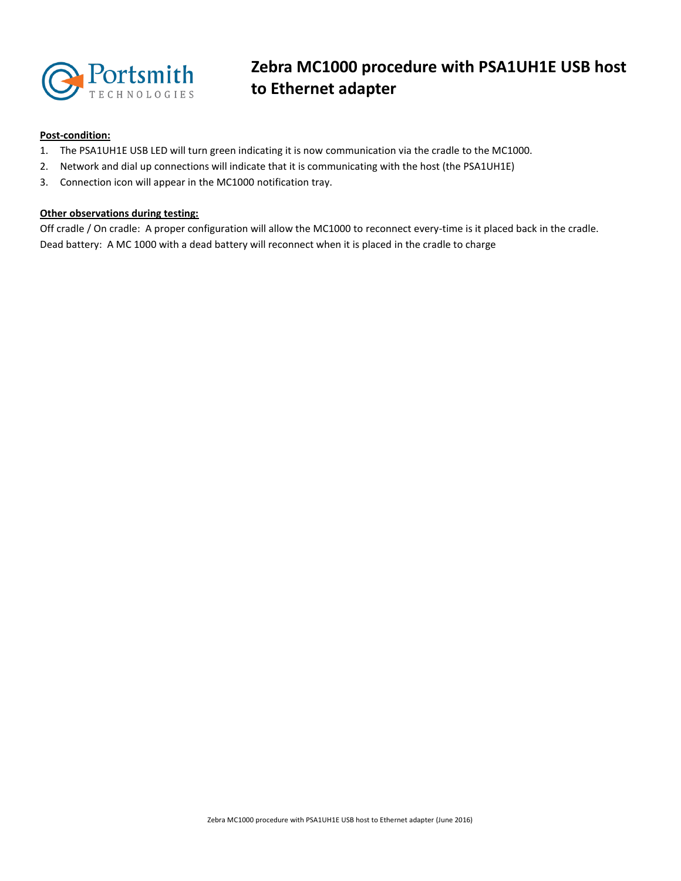# Zebra MC1000 procedure with PSA1UH1E USB host to Ethernet adapter

**Post-condition:**

1. The PSA1UH1E USB LED will turn green indicating it is now communication via the cradle to the MC1000.
2. Network and dial up connections will indicate that it is communicating with the host (the PSA1UH1E)
3. Connection icon will appear in the MC1000 notification tray.

**Other observations during testing:**

Off cradle / On cradle: A proper configuration will allow the MC1000 to reconnect every-time is it placed back in the cradle.
Dead battery: A MC 1000 with a dead battery will reconnect when it is placed in the cradle to charge